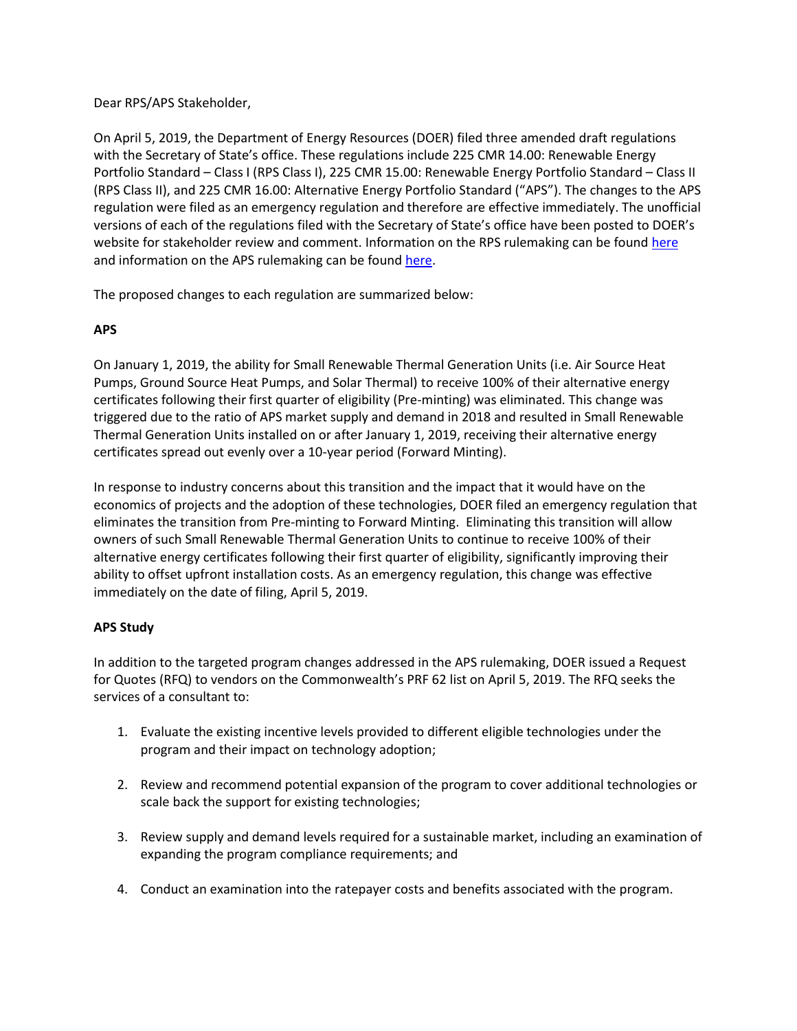Dear RPS/APS Stakeholder,

On April 5, 2019, the Department of Energy Resources (DOER) filed three amended draft regulations with the Secretary of State's office. These regulations include 225 CMR 14.00: Renewable Energy Portfolio Standard – Class I (RPS Class I), 225 CMR 15.00: Renewable Energy Portfolio Standard – Class II (RPS Class II), and 225 CMR 16.00: Alternative Energy Portfolio Standard ("APS"). The changes to the APS regulation were filed as an emergency regulation and therefore are effective immediately. The unofficial versions of each of the regulations filed with the Secretary of State's office have been posted to DOER's website for stakeholder review and comment. Information on the RPS rulemaking can be found here and information on the APS rulemaking can be found here.

The proposed changes to each regulation are summarized below:

**APS**

On January 1, 2019, the ability for Small Renewable Thermal Generation Units (i.e. Air Source Heat Pumps, Ground Source Heat Pumps, and Solar Thermal) to receive 100% of their alternative energy certificates following their first quarter of eligibility (Pre-minting) was eliminated. This change was triggered due to the ratio of APS market supply and demand in 2018 and resulted in Small Renewable Thermal Generation Units installed on or after January 1, 2019, receiving their alternative energy certificates spread out evenly over a 10-year period (Forward Minting).

In response to industry concerns about this transition and the impact that it would have on the economics of projects and the adoption of these technologies, DOER filed an emergency regulation that eliminates the transition from Pre-minting to Forward Minting. Eliminating this transition will allow owners of such Small Renewable Thermal Generation Units to continue to receive 100% of their alternative energy certificates following their first quarter of eligibility, significantly improving their ability to offset upfront installation costs. As an emergency regulation, this change was effective immediately on the date of filing, April 5, 2019.

**APS Study**

In addition to the targeted program changes addressed in the APS rulemaking, DOER issued a Request for Quotes (RFQ) to vendors on the Commonwealth's PRF 62 list on April 5, 2019. The RFQ seeks the services of a consultant to:

1. Evaluate the existing incentive levels provided to different eligible technologies under the program and their impact on technology adoption;

2. Review and recommend potential expansion of the program to cover additional technologies or scale back the support for existing technologies;

3. Review supply and demand levels required for a sustainable market, including an examination of expanding the program compliance requirements; and

4. Conduct an examination into the ratepayer costs and benefits associated with the program.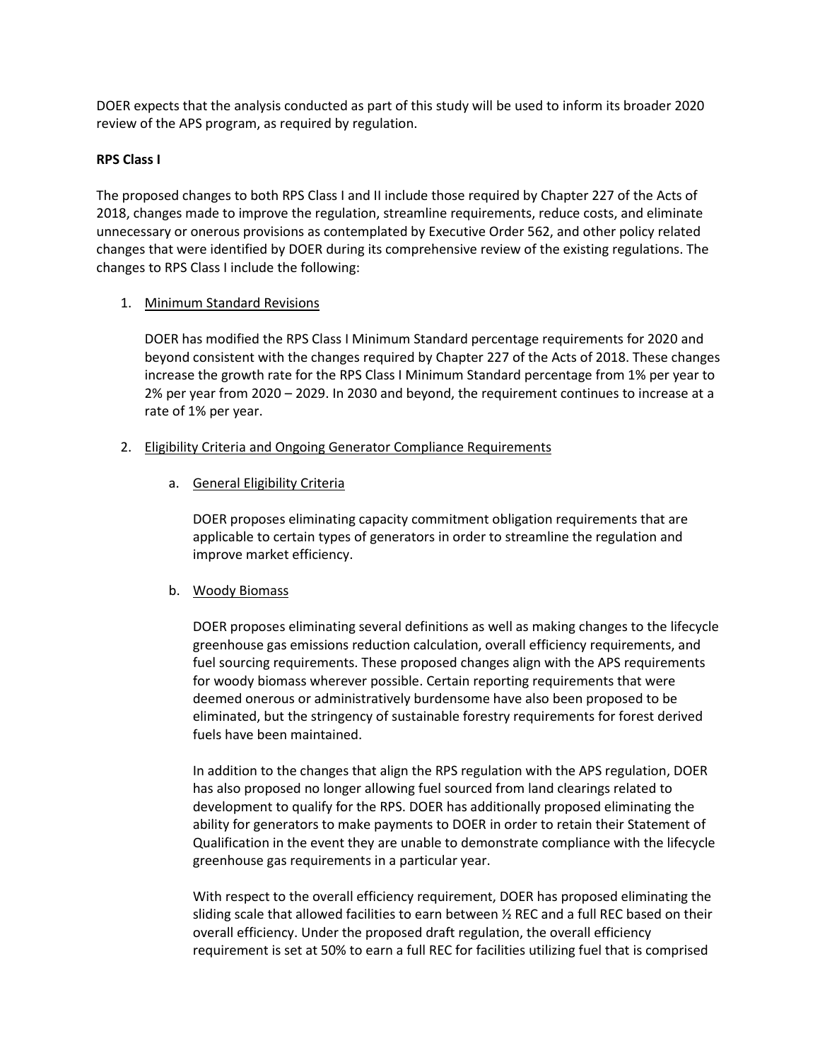DOER expects that the analysis conducted as part of this study will be used to inform its broader 2020 review of the APS program, as required by regulation.

**RPS Class I**

The proposed changes to both RPS Class I and II include those required by Chapter 227 of the Acts of 2018, changes made to improve the regulation, streamline requirements, reduce costs, and eliminate unnecessary or onerous provisions as contemplated by Executive Order 562, and other policy related changes that were identified by DOER during its comprehensive review of the existing regulations. The changes to RPS Class I include the following:

1. Minimum Standard Revisions

   DOER has modified the RPS Class I Minimum Standard percentage requirements for 2020 and beyond consistent with the changes required by Chapter 227 of the Acts of 2018. These changes increase the growth rate for the RPS Class I Minimum Standard percentage from 1% per year to 2% per year from 2020 – 2029. In 2030 and beyond, the requirement continues to increase at a rate of 1% per year.

2. Eligibility Criteria and Ongoing Generator Compliance Requirements

   a. General Eligibility Criteria

      DOER proposes eliminating capacity commitment obligation requirements that are applicable to certain types of generators in order to streamline the regulation and improve market efficiency.

   b. Woody Biomass

      DOER proposes eliminating several definitions as well as making changes to the lifecycle greenhouse gas emissions reduction calculation, overall efficiency requirements, and fuel sourcing requirements. These proposed changes align with the APS requirements for woody biomass wherever possible. Certain reporting requirements that were deemed onerous or administratively burdensome have also been proposed to be eliminated, but the stringency of sustainable forestry requirements for forest derived fuels have been maintained.

      In addition to the changes that align the RPS regulation with the APS regulation, DOER has also proposed no longer allowing fuel sourced from land clearings related to development to qualify for the RPS. DOER has additionally proposed eliminating the ability for generators to make payments to DOER in order to retain their Statement of Qualification in the event they are unable to demonstrate compliance with the lifecycle greenhouse gas requirements in a particular year.

      With respect to the overall efficiency requirement, DOER has proposed eliminating the sliding scale that allowed facilities to earn between ½ REC and a full REC based on their overall efficiency. Under the proposed draft regulation, the overall efficiency requirement is set at 50% to earn a full REC for facilities utilizing fuel that is comprised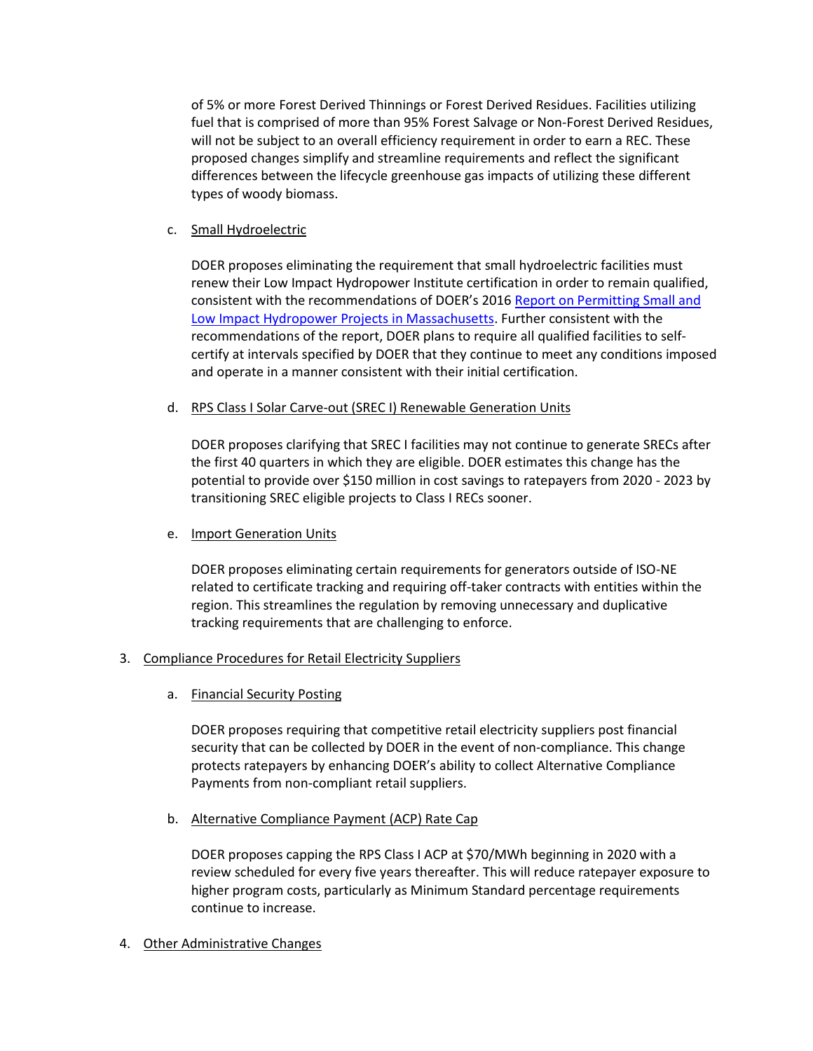of 5% or more Forest Derived Thinnings or Forest Derived Residues. Facilities utilizing fuel that is comprised of more than 95% Forest Salvage or Non-Forest Derived Residues, will not be subject to an overall efficiency requirement in order to earn a REC. These proposed changes simplify and streamline requirements and reflect the significant differences between the lifecycle greenhouse gas impacts of utilizing these different types of woody biomass.

c. Small Hydroelectric

DOER proposes eliminating the requirement that small hydroelectric facilities must renew their Low Impact Hydropower Institute certification in order to remain qualified, consistent with the recommendations of DOER's 2016 Report on Permitting Small and Low Impact Hydropower Projects in Massachusetts. Further consistent with the recommendations of the report, DOER plans to require all qualified facilities to self-certify at intervals specified by DOER that they continue to meet any conditions imposed and operate in a manner consistent with their initial certification.

d. RPS Class I Solar Carve-out (SREC I) Renewable Generation Units

DOER proposes clarifying that SREC I facilities may not continue to generate SRECs after the first 40 quarters in which they are eligible. DOER estimates this change has the potential to provide over $150 million in cost savings to ratepayers from 2020 - 2023 by transitioning SREC eligible projects to Class I RECs sooner.

e. Import Generation Units

DOER proposes eliminating certain requirements for generators outside of ISO-NE related to certificate tracking and requiring off-taker contracts with entities within the region. This streamlines the regulation by removing unnecessary and duplicative tracking requirements that are challenging to enforce.

3. Compliance Procedures for Retail Electricity Suppliers

a. Financial Security Posting

DOER proposes requiring that competitive retail electricity suppliers post financial security that can be collected by DOER in the event of non-compliance. This change protects ratepayers by enhancing DOER's ability to collect Alternative Compliance Payments from non-compliant retail suppliers.

b. Alternative Compliance Payment (ACP) Rate Cap

DOER proposes capping the RPS Class I ACP at $70/MWh beginning in 2020 with a review scheduled for every five years thereafter. This will reduce ratepayer exposure to higher program costs, particularly as Minimum Standard percentage requirements continue to increase.

4. Other Administrative Changes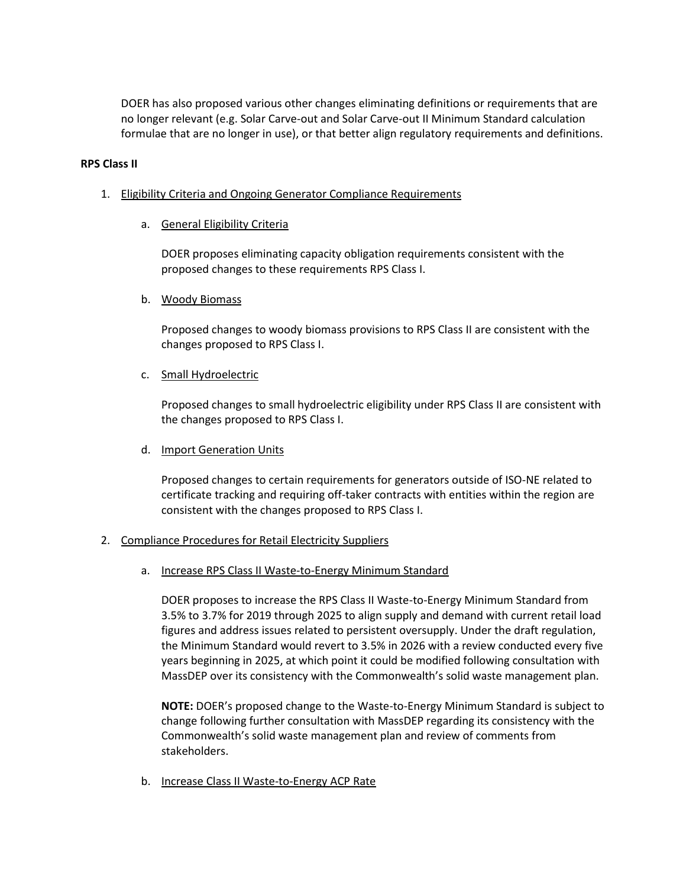DOER has also proposed various other changes eliminating definitions or requirements that are no longer relevant (e.g. Solar Carve-out and Solar Carve-out II Minimum Standard calculation formulae that are no longer in use), or that better align regulatory requirements and definitions.

**RPS Class II**

1. Eligibility Criteria and Ongoing Generator Compliance Requirements

   a. General Eligibility Criteria

      DOER proposes eliminating capacity obligation requirements consistent with the proposed changes to these requirements RPS Class I.

   b. Woody Biomass

      Proposed changes to woody biomass provisions to RPS Class II are consistent with the changes proposed to RPS Class I.

   c. Small Hydroelectric

      Proposed changes to small hydroelectric eligibility under RPS Class II are consistent with the changes proposed to RPS Class I.

   d. Import Generation Units

      Proposed changes to certain requirements for generators outside of ISO-NE related to certificate tracking and requiring off-taker contracts with entities within the region are consistent with the changes proposed to RPS Class I.

2. Compliance Procedures for Retail Electricity Suppliers

   a. Increase RPS Class II Waste-to-Energy Minimum Standard

      DOER proposes to increase the RPS Class II Waste-to-Energy Minimum Standard from 3.5% to 3.7% for 2019 through 2025 to align supply and demand with current retail load figures and address issues related to persistent oversupply. Under the draft regulation, the Minimum Standard would revert to 3.5% in 2026 with a review conducted every five years beginning in 2025, at which point it could be modified following consultation with MassDEP over its consistency with the Commonwealth's solid waste management plan.

      **NOTE:** DOER's proposed change to the Waste-to-Energy Minimum Standard is subject to change following further consultation with MassDEP regarding its consistency with the Commonwealth's solid waste management plan and review of comments from stakeholders.

   b. Increase Class II Waste-to-Energy ACP Rate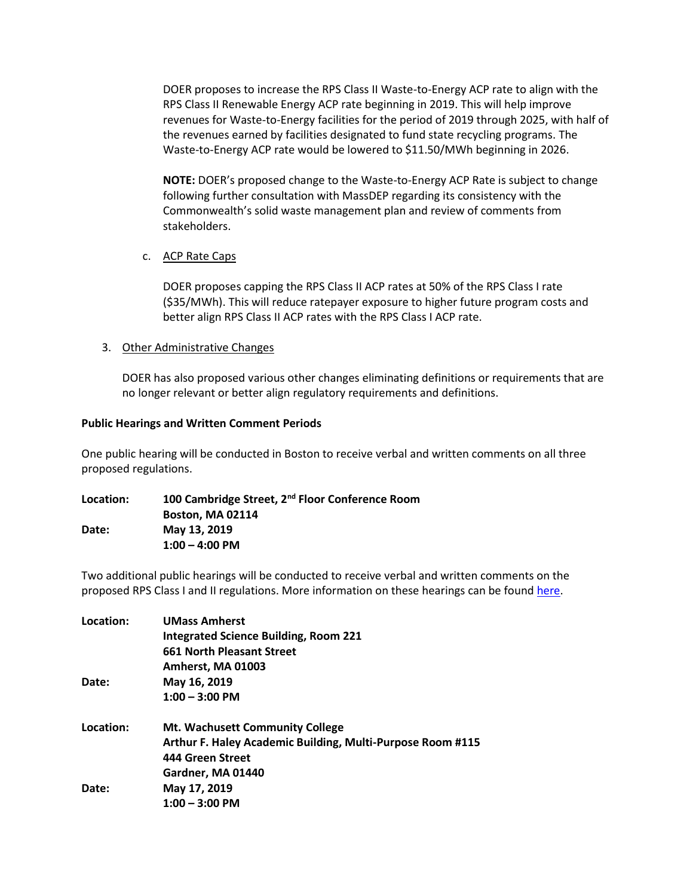DOER proposes to increase the RPS Class II Waste-to-Energy ACP rate to align with the RPS Class II Renewable Energy ACP rate beginning in 2019. This will help improve revenues for Waste-to-Energy facilities for the period of 2019 through 2025, with half of the revenues earned by facilities designated to fund state recycling programs. The Waste-to-Energy ACP rate would be lowered to $11.50/MWh beginning in 2026.

**NOTE:** DOER's proposed change to the Waste-to-Energy ACP Rate is subject to change following further consultation with MassDEP regarding its consistency with the Commonwealth's solid waste management plan and review of comments from stakeholders.

c. ACP Rate Caps

DOER proposes capping the RPS Class II ACP rates at 50% of the RPS Class I rate ($35/MWh). This will reduce ratepayer exposure to higher future program costs and better align RPS Class II ACP rates with the RPS Class I ACP rate.

3. Other Administrative Changes

DOER has also proposed various other changes eliminating definitions or requirements that are no longer relevant or better align regulatory requirements and definitions.

**Public Hearings and Written Comment Periods**

One public hearing will be conducted in Boston to receive verbal and written comments on all three proposed regulations.

**Location:** **100 Cambridge Street, 2nd Floor Conference Room**
**Boston, MA 02114**
**Date:** **May 13, 2019**
**1:00 – 4:00 PM**

Two additional public hearings will be conducted to receive verbal and written comments on the proposed RPS Class I and II regulations. More information on these hearings can be found here.

**Location:** **UMass Amherst**
**Integrated Science Building, Room 221**
**661 North Pleasant Street**
**Amherst, MA 01003**
**Date:** **May 16, 2019**
**1:00 – 3:00 PM**

**Location:** **Mt. Wachusett Community College**
**Arthur F. Haley Academic Building, Multi-Purpose Room #115**
**444 Green Street**
**Gardner, MA 01440**
**Date:** **May 17, 2019**
**1:00 – 3:00 PM**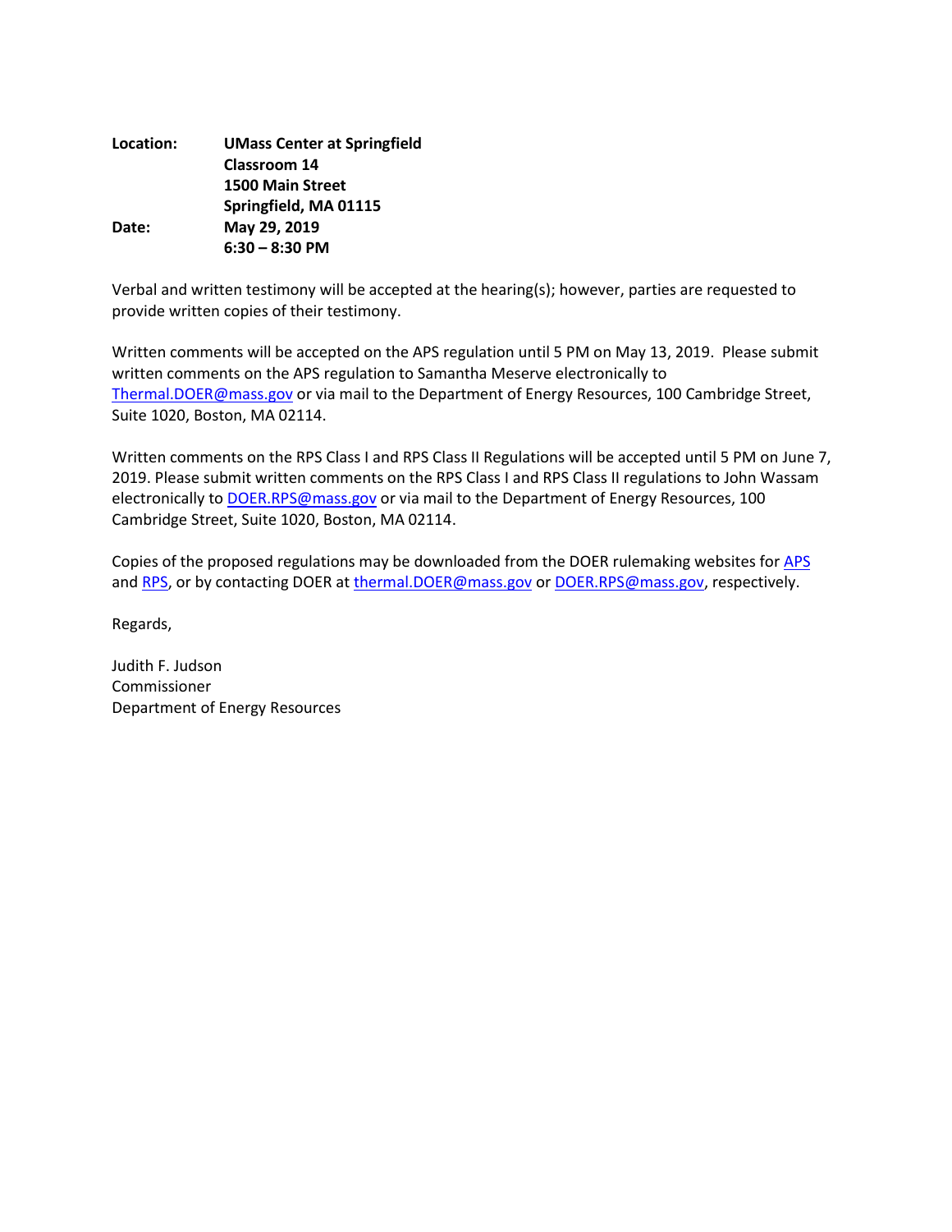**Location:** **UMass Center at Springfield**
**Classroom 14**
**1500 Main Street**
**Springfield, MA 01115**

**Date:** **May 29, 2019**
**6:30 – 8:30 PM**

Verbal and written testimony will be accepted at the hearing(s); however, parties are requested to provide written copies of their testimony.

Written comments will be accepted on the APS regulation until 5 PM on May 13, 2019. Please submit written comments on the APS regulation to Samantha Meserve electronically to Thermal.DOER@mass.gov or via mail to the Department of Energy Resources, 100 Cambridge Street, Suite 1020, Boston, MA 02114.

Written comments on the RPS Class I and RPS Class II Regulations will be accepted until 5 PM on June 7, 2019. Please submit written comments on the RPS Class I and RPS Class II regulations to John Wassam electronically to DOER.RPS@mass.gov or via mail to the Department of Energy Resources, 100 Cambridge Street, Suite 1020, Boston, MA 02114.

Copies of the proposed regulations may be downloaded from the DOER rulemaking websites for APS and RPS, or by contacting DOER at thermal.DOER@mass.gov or DOER.RPS@mass.gov, respectively.

Regards,

Judith F. Judson
Commissioner
Department of Energy Resources